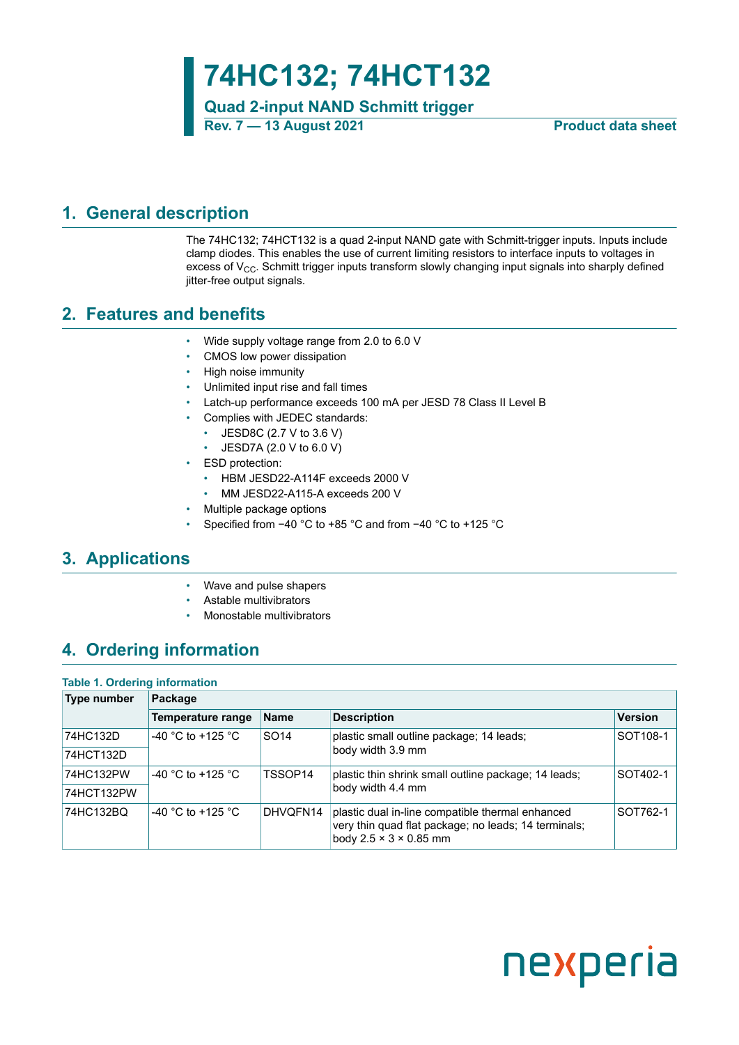# 74HC132; 74HCT132

## Quad 2-input NAND Schmitt trigger

**Rev. 7 — 13 August 2021** **Product data sheet**

## 1. General description

The 74HC132; 74HCT132 is a quad 2-input NAND gate with Schmitt-trigger inputs. Inputs include clamp diodes. This enables the use of current limiting resistors to interface inputs to voltages in excess of $V_{CC}$. Schmitt trigger inputs transform slowly changing input signals into sharply defined jitter-free output signals.

## 2. Features and benefits

- Wide supply voltage range from 2.0 to 6.0 V
- CMOS low power dissipation
- High noise immunity
- Unlimited input rise and fall times
- Latch-up performance exceeds 100 mA per JESD 78 Class II Level B
- Complies with JEDEC standards:
  - JESD8C (2.7 V to 3.6 V)
  - JESD7A (2.0 V to 6.0 V)
- ESD protection:
  - HBM JESD22-A114F exceeds 2000 V
  - MM JESD22-A115-A exceeds 200 V
- Multiple package options
- Specified from −40 °C to +85 °C and from −40 °C to +125 °C

## 3. Applications

- Wave and pulse shapers
- Astable multivibrators
- Monostable multivibrators

## 4. Ordering information

**Table 1. Ordering information**

| Type number | Package | | | |
|---|---|---|---|---|
| | Temperature range | Name | Description | Version |
| 74HC132D | -40 °C to +125 °C | SO14 | plastic small outline package; 14 leads; body width 3.9 mm | SOT108-1 |
| 74HCT132D | | | | |
| 74HC132PW | -40 °C to +125 °C | TSSOP14 | plastic thin shrink small outline package; 14 leads; body width 4.4 mm | SOT402-1 |
| 74HCT132PW | | | | |
| 74HC132BQ | -40 °C to +125 °C | DHVQFN14 | plastic dual in-line compatible thermal enhanced very thin quad flat package; no leads; 14 terminals; body 2.5 × 3 × 0.85 mm | SOT762-1 |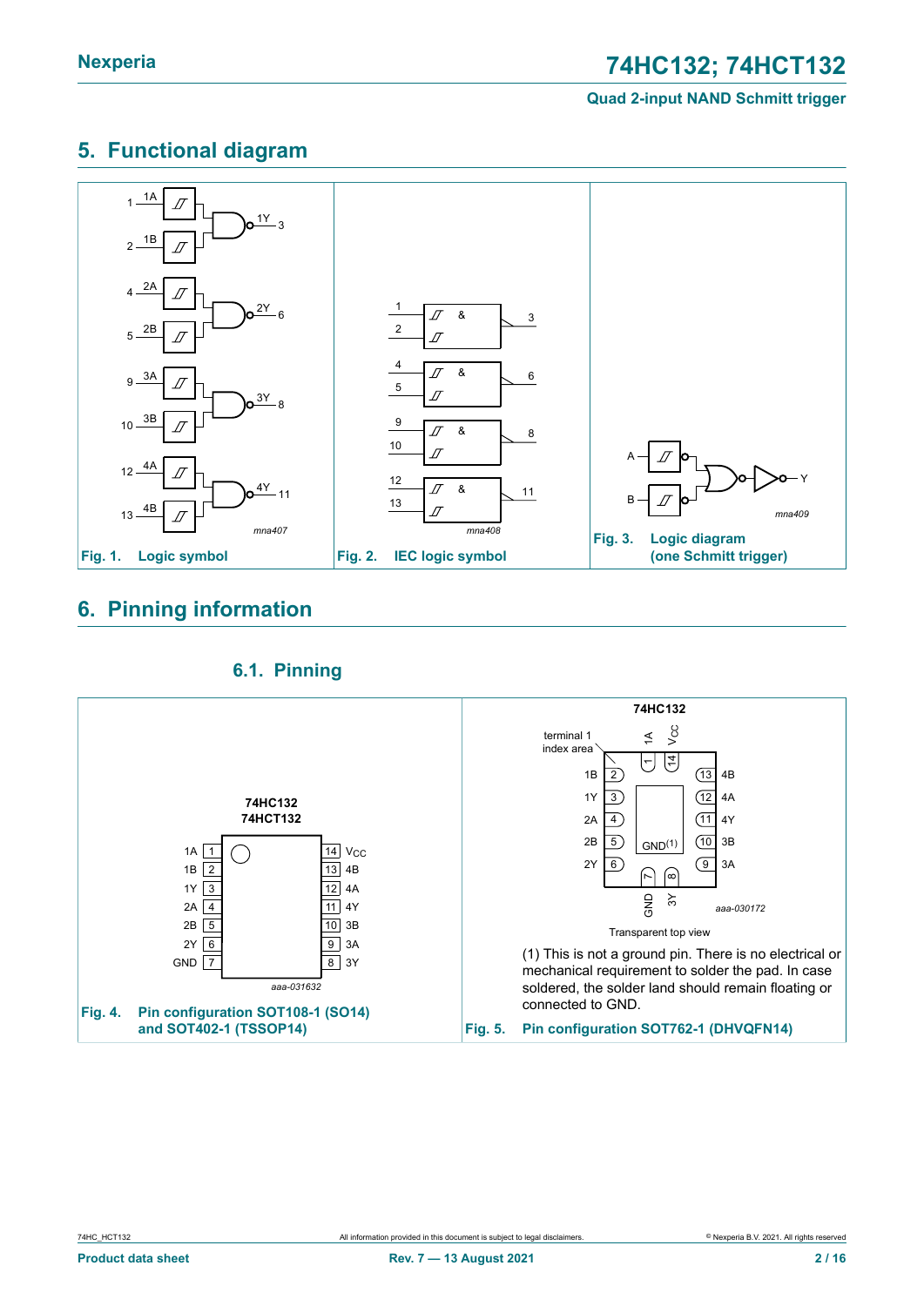## 5. Functional diagram

Fig. 1. Logic symbol

Fig. 2. IEC logic symbol

Fig. 3. Logic diagram (one Schmitt trigger)

## 6. Pinning information

### 6.1. Pinning

Fig. 4. Pin configuration SOT108-1 (SO14) and SOT402-1 (TSSOP14)

(1) This is not a ground pin. There is no electrical or mechanical requirement to solder the pad. In case soldered, the solder land should remain floating or connected to GND.

Fig. 5. Pin configuration SOT762-1 (DHVQFN14)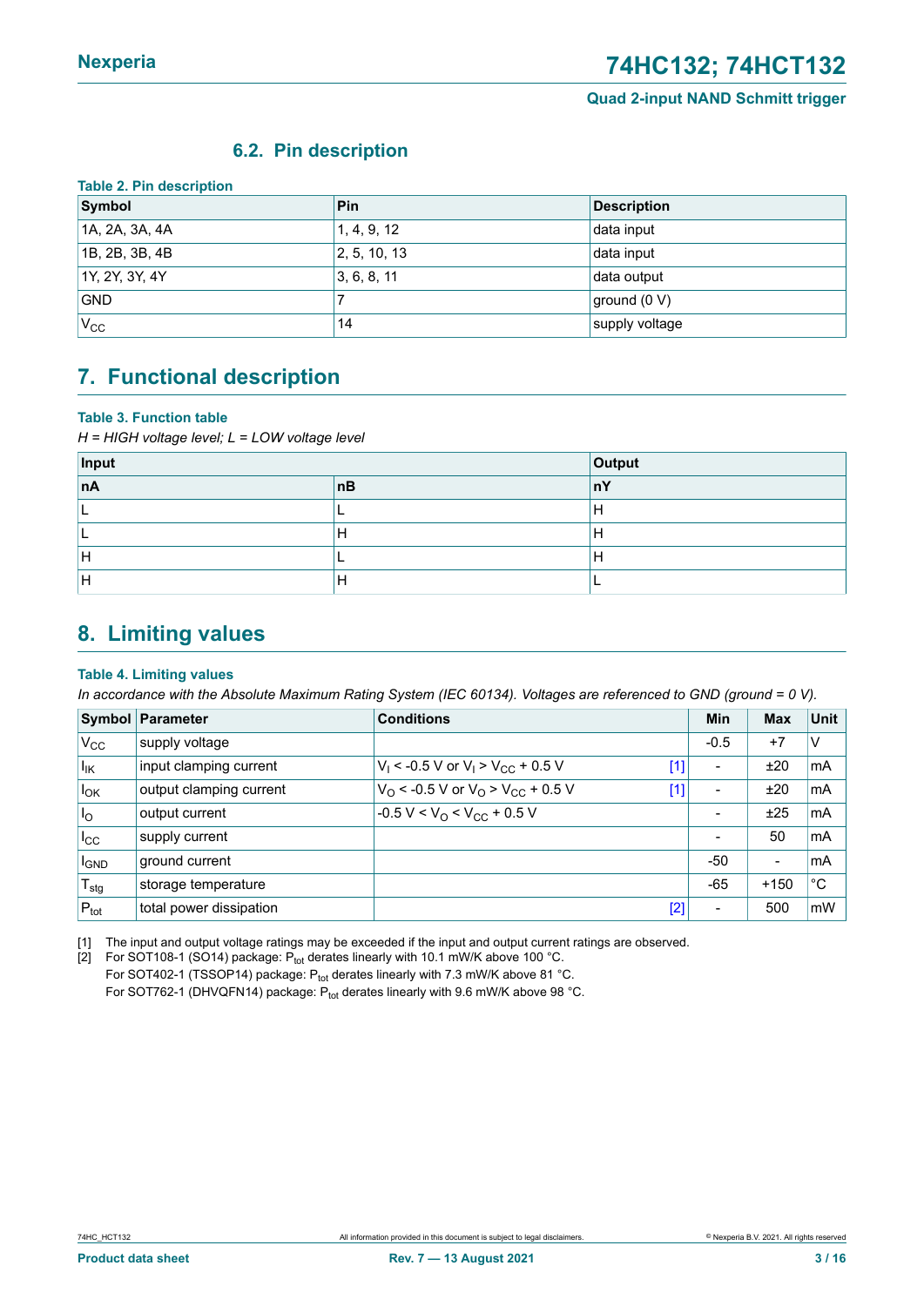### 6.2. Pin description

**Table 2. Pin description**

| Symbol | Pin | Description |
|---|---|---|
| 1A, 2A, 3A, 4A | 1, 4, 9, 12 | data input |
| 1B, 2B, 3B, 4B | 2, 5, 10, 13 | data input |
| 1Y, 2Y, 3Y, 4Y | 3, 6, 8, 11 | data output |
| GND | 7 | ground (0 V) |
| $V_{CC}$ | 14 | supply voltage |

## 7. Functional description

**Table 3. Function table**

*H = HIGH voltage level; L = LOW voltage level*

| Input | | Output |
|---|---|---|
| **nA** | **nB** | **nY** |
| L | L | H |
| L | H | H |
| H | L | H |
| H | H | L |

## 8. Limiting values

**Table 4. Limiting values**

*In accordance with the Absolute Maximum Rating System (IEC 60134). Voltages are referenced to GND (ground = 0 V).*

| Symbol | Parameter | Conditions | | Min | Max | Unit |
|---|---|---|---|---|---|---|
| $V_{CC}$ | supply voltage | | | -0.5 | +7 | V |
| $I_{IK}$ | input clamping current | $V_I$ < -0.5 V or $V_I$ > $V_{CC}$ + 0.5 V | [1] | - | ±20 | mA |
| $I_{OK}$ | output clamping current | $V_O$ < -0.5 V or $V_O$ > $V_{CC}$ + 0.5 V | [1] | - | ±20 | mA |
| $I_O$ | output current | -0.5 V < $V_O$ < $V_{CC}$ + 0.5 V | | - | ±25 | mA |
| $I_{CC}$ | supply current | | | - | 50 | mA |
| $I_{GND}$ | ground current | | | -50 | - | mA |
| $T_{stg}$ | storage temperature | | | -65 | +150 | °C |
| $P_{tot}$ | total power dissipation | | [2] | - | 500 | mW |

[1] The input and output voltage ratings may be exceeded if the input and output current ratings are observed.

[2] For SOT108-1 (SO14) package: $P_{tot}$ derates linearly with 10.1 mW/K above 100 °C.
For SOT402-1 (TSSOP14) package: $P_{tot}$ derates linearly with 7.3 mW/K above 81 °C.
For SOT762-1 (DHVQFN14) package: $P_{tot}$ derates linearly with 9.6 mW/K above 98 °C.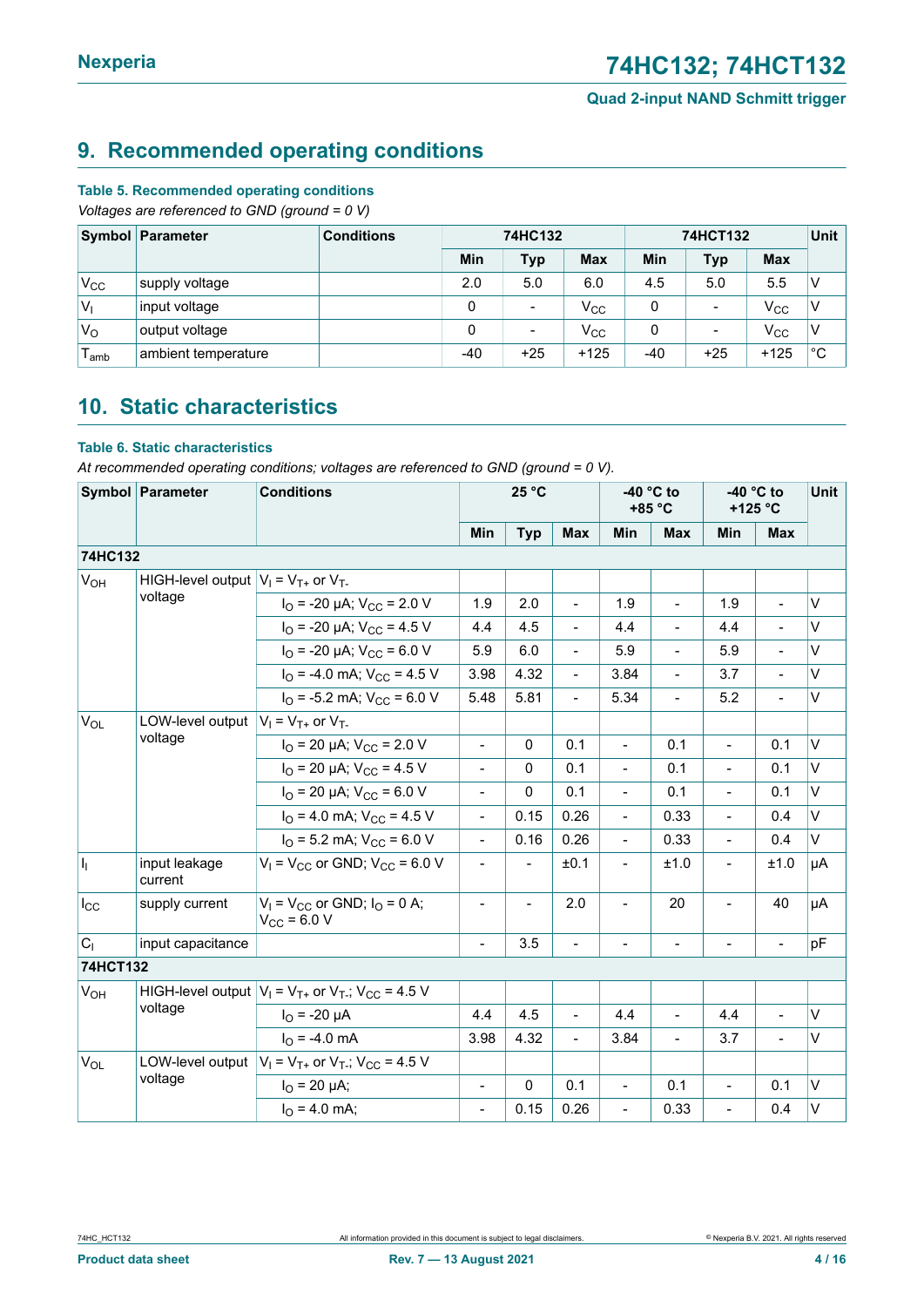## 9. Recommended operating conditions

**Table 5. Recommended operating conditions**

*Voltages are referenced to GND (ground = 0 V)*

| Symbol | Parameter | Conditions | 74HC132 | | | 74HCT132 | | | Unit |
|---|---|---|---|---|---|---|---|---|---|
| | | | Min | Typ | Max | Min | Typ | Max | |
| $V_{CC}$ | supply voltage | | 2.0 | 5.0 | 6.0 | 4.5 | 5.0 | 5.5 | V |
| $V_I$ | input voltage | | 0 | - | $V_{CC}$ | 0 | - | $V_{CC}$ | V |
| $V_O$ | output voltage | | 0 | - | $V_{CC}$ | 0 | - | $V_{CC}$ | V |
| $T_{amb}$ | ambient temperature | | -40 | +25 | +125 | -40 | +25 | +125 | °C |

## 10. Static characteristics

**Table 6. Static characteristics**

*At recommended operating conditions; voltages are referenced to GND (ground = 0 V).*

| Symbol | Parameter | Conditions | 25 °C | | | -40 °C to +85 °C | | -40 °C to +125 °C | | Unit |
|---|---|---|---|---|---|---|---|---|---|---|
| | | | Min | Typ | Max | Min | Max | Min | Max | |
| **74HC132** | | | | | | | | | | |
| $V_{OH}$ | HIGH-level output voltage | $V_I = V_{T+}$ or $V_{T-}$ | | | | | | | | |
| | | $I_O$ = -20 μA; $V_{CC}$ = 2.0 V | 1.9 | 2.0 | - | 1.9 | - | 1.9 | - | V |
| | | $I_O$ = -20 μA; $V_{CC}$ = 4.5 V | 4.4 | 4.5 | - | 4.4 | - | 4.4 | - | V |
| | | $I_O$ = -20 μA; $V_{CC}$ = 6.0 V | 5.9 | 6.0 | - | 5.9 | - | 5.9 | - | V |
| | | $I_O$ = -4.0 mA; $V_{CC}$ = 4.5 V | 3.98 | 4.32 | - | 3.84 | - | 3.7 | - | V |
| | | $I_O$ = -5.2 mA; $V_{CC}$ = 6.0 V | 5.48 | 5.81 | - | 5.34 | - | 5.2 | - | V |
| $V_{OL}$ | LOW-level output voltage | $V_I = V_{T+}$ or $V_{T-}$ | | | | | | | | |
| | | $I_O$ = 20 μA; $V_{CC}$ = 2.0 V | - | 0 | 0.1 | - | 0.1 | - | 0.1 | V |
| | | $I_O$ = 20 μA; $V_{CC}$ = 4.5 V | - | 0 | 0.1 | - | 0.1 | - | 0.1 | V |
| | | $I_O$ = 20 μA; $V_{CC}$ = 6.0 V | - | 0 | 0.1 | - | 0.1 | - | 0.1 | V |
| | | $I_O$ = 4.0 mA; $V_{CC}$ = 4.5 V | - | 0.15 | 0.26 | - | 0.33 | - | 0.4 | V |
| | | $I_O$ = 5.2 mA; $V_{CC}$ = 6.0 V | - | 0.16 | 0.26 | - | 0.33 | - | 0.4 | V |
| $I_I$ | input leakage current | $V_I = V_{CC}$ or GND; $V_{CC}$ = 6.0 V | - | - | ±0.1 | - | ±1.0 | - | ±1.0 | μA |
| $I_{CC}$ | supply current | $V_I = V_{CC}$ or GND; $I_O$ = 0 A; $V_{CC}$ = 6.0 V | - | - | 2.0 | - | 20 | - | 40 | μA |
| $C_I$ | input capacitance | | - | 3.5 | - | - | - | - | - | pF |
| **74HCT132** | | | | | | | | | | |
| $V_{OH}$ | HIGH-level output voltage | $V_I = V_{T+}$ or $V_{T-}$; $V_{CC}$ = 4.5 V | | | | | | | | |
| | | $I_O$ = -20 μA | 4.4 | 4.5 | - | 4.4 | - | 4.4 | - | V |
| | | $I_O$ = -4.0 mA | 3.98 | 4.32 | - | 3.84 | - | 3.7 | - | V |
| $V_{OL}$ | LOW-level output voltage | $V_I = V_{T+}$ or $V_{T-}$; $V_{CC}$ = 4.5 V | | | | | | | | |
| | | $I_O$ = 20 μA; | - | 0 | 0.1 | - | 0.1 | - | 0.1 | V |
| | | $I_O$ = 4.0 mA; | - | 0.15 | 0.26 | - | 0.33 | - | 0.4 | V |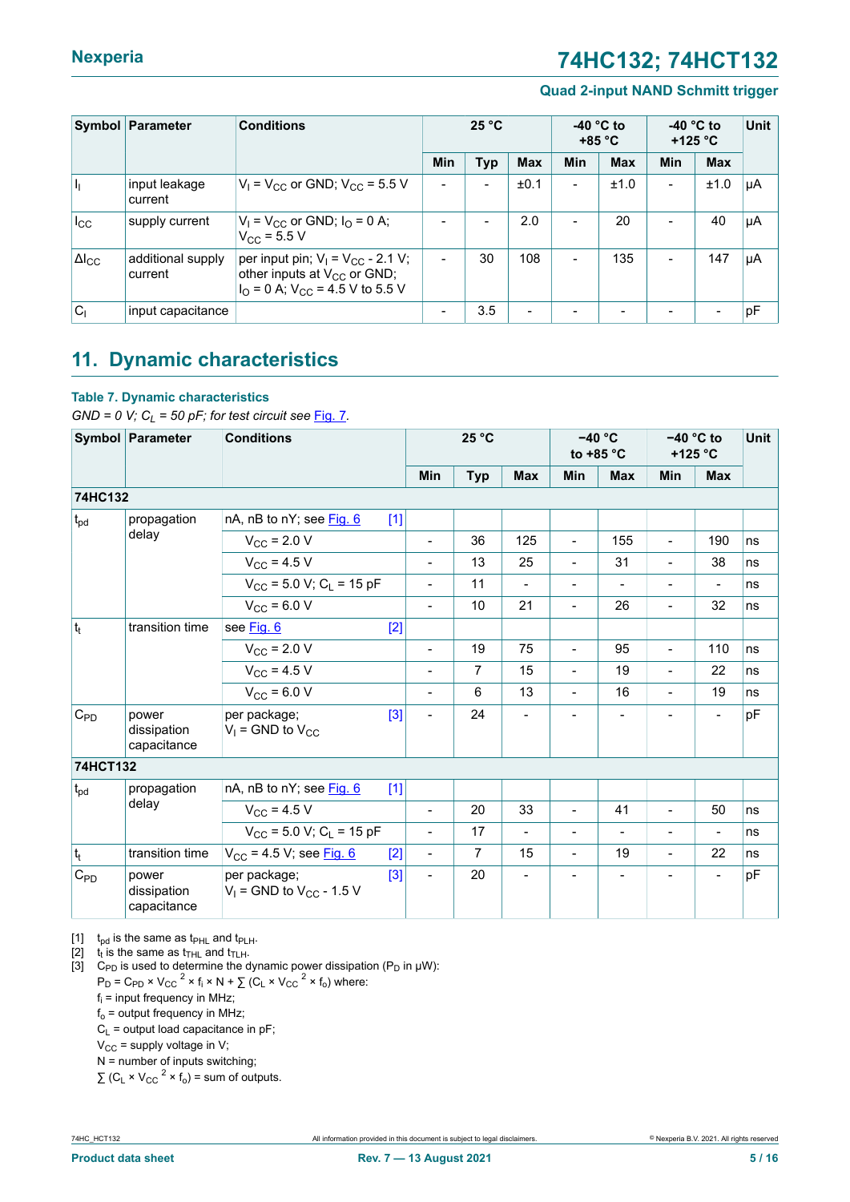| Symbol | Parameter | Conditions | 25 °C | | | -40 °C to +85 °C | | -40 °C to +125 °C | | Unit |
|---|---|---|---|---|---|---|---|---|---|---|
| | | | Min | Typ | Max | Min | Max | Min | Max | |
| $I_I$ | input leakage current | $V_I = V_{CC}$ or GND; $V_{CC} = 5.5$ V | - | - | ±0.1 | - | ±1.0 | - | ±1.0 | μA |
| $I_{CC}$ | supply current | $V_I = V_{CC}$ or GND; $I_O = 0$ A; $V_{CC} = 5.5$ V | - | - | 2.0 | - | 20 | - | 40 | μA |
| $\Delta I_{CC}$ | additional supply current | per input pin; $V_I = V_{CC} - 2.1$ V; other inputs at $V_{CC}$ or GND; $I_O = 0$ A; $V_{CC} = 4.5$ V to 5.5 V | - | 30 | 108 | - | 135 | - | 147 | μA |
| $C_I$ | input capacitance | | - | 3.5 | - | - | - | - | - | pF |

## 11. Dynamic characteristics

### Table 7. Dynamic characteristics

*GND = 0 V; $C_L$ = 50 pF; for test circuit see Fig. 7.*

| Symbol | Parameter | Conditions | 25 °C | | | −40 °C to +85 °C | | −40 °C to +125 °C | | Unit |
|---|---|---|---|---|---|---|---|---|---|---|
| | | | Min | Typ | Max | Min | Max | Min | Max | |
| **74HC132** | | | | | | | | | | |
| $t_{pd}$ | propagation delay | nA, nB to nY; see Fig. 6 [1] | | | | | | | | |
| | | $V_{CC} = 2.0$ V | - | 36 | 125 | - | 155 | - | 190 | ns |
| | | $V_{CC} = 4.5$ V | - | 13 | 25 | - | 31 | - | 38 | ns |
| | | $V_{CC} = 5.0$ V; $C_L = 15$ pF | - | 11 | - | - | - | - | - | ns |
| | | $V_{CC} = 6.0$ V | - | 10 | 21 | - | 26 | - | 32 | ns |
| $t_t$ | transition time | see Fig. 6 [2] | | | | | | | | |
| | | $V_{CC} = 2.0$ V | - | 19 | 75 | - | 95 | - | 110 | ns |
| | | $V_{CC} = 4.5$ V | - | 7 | 15 | - | 19 | - | 22 | ns |
| | | $V_{CC} = 6.0$ V | - | 6 | 13 | - | 16 | - | 19 | ns |
| $C_{PD}$ | power dissipation capacitance | per package; $V_I$ = GND to $V_{CC}$ [3] | - | 24 | - | - | - | - | - | pF |
| **74HCT132** | | | | | | | | | | |
| $t_{pd}$ | propagation delay | nA, nB to nY; see Fig. 6 [1] | | | | | | | | |
| | | $V_{CC} = 4.5$ V | - | 20 | 33 | - | 41 | - | 50 | ns |
| | | $V_{CC} = 5.0$ V; $C_L = 15$ pF | - | 17 | - | - | - | - | - | ns |
| $t_t$ | transition time | $V_{CC} = 4.5$ V; see Fig. 6 [2] | - | 7 | 15 | - | 19 | - | 22 | ns |
| $C_{PD}$ | power dissipation capacitance | per package; $V_I$ = GND to $V_{CC} - 1.5$ V [3] | - | 20 | - | - | - | - | - | pF |

[1] $t_{pd}$ is the same as $t_{PHL}$ and $t_{PLH}$.

[2] $t_t$ is the same as $t_{THL}$ and $t_{TLH}$.

[3] $C_{PD}$ is used to determine the dynamic power dissipation ($P_D$ in μW):

$P_D = C_{PD} \times V_{CC}^2 \times f_i \times N + \sum (C_L \times V_{CC}^2 \times f_o)$ where:

$f_i$ = input frequency in MHz;

$f_o$ = output frequency in MHz;

$C_L$ = output load capacitance in pF;

$V_{CC}$ = supply voltage in V;

N = number of inputs switching;

$\sum (C_L \times V_{CC}^2 \times f_o)$ = sum of outputs.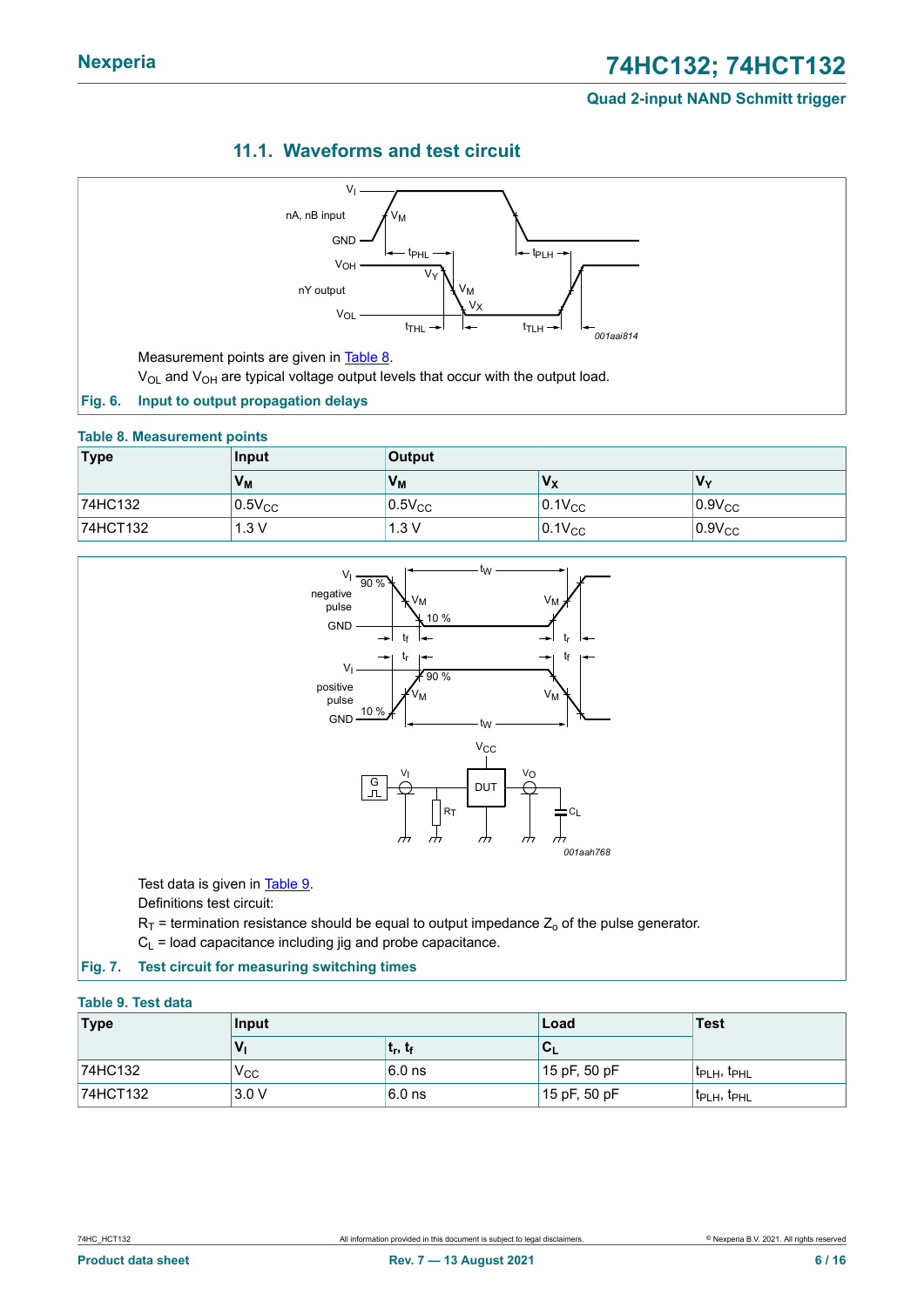### 11.1. Waveforms and test circuit

Measurement points are given in Table 8.

$V_{OL}$ and $V_{OH}$ are typical voltage output levels that occur with the output load.

**Fig. 6. Input to output propagation delays**

**Table 8. Measurement points**

| Type | Input | Output | | |
|---|---|---|---|---|
| | $V_M$ | $V_M$ | $V_X$ | $V_Y$ |
| 74HC132 | $0.5V_{CC}$ | $0.5V_{CC}$ | $0.1V_{CC}$ | $0.9V_{CC}$ |
| 74HCT132 | 1.3 V | 1.3 V | $0.1V_{CC}$ | $0.9V_{CC}$ |

Test data is given in Table 9.

Definitions test circuit:

$R_T$ = termination resistance should be equal to output impedance $Z_o$ of the pulse generator.

$C_L$ = load capacitance including jig and probe capacitance.

**Fig. 7. Test circuit for measuring switching times**

**Table 9. Test data**

| Type | Input | | Load | Test |
|---|---|---|---|---|
| | $V_I$ | $t_r$, $t_f$ | $C_L$ | |
| 74HC132 | $V_{CC}$ | 6.0 ns | 15 pF, 50 pF | $t_{PLH}$, $t_{PHL}$ |
| 74HCT132 | 3.0 V | 6.0 ns | 15 pF, 50 pF | $t_{PLH}$, $t_{PHL}$ |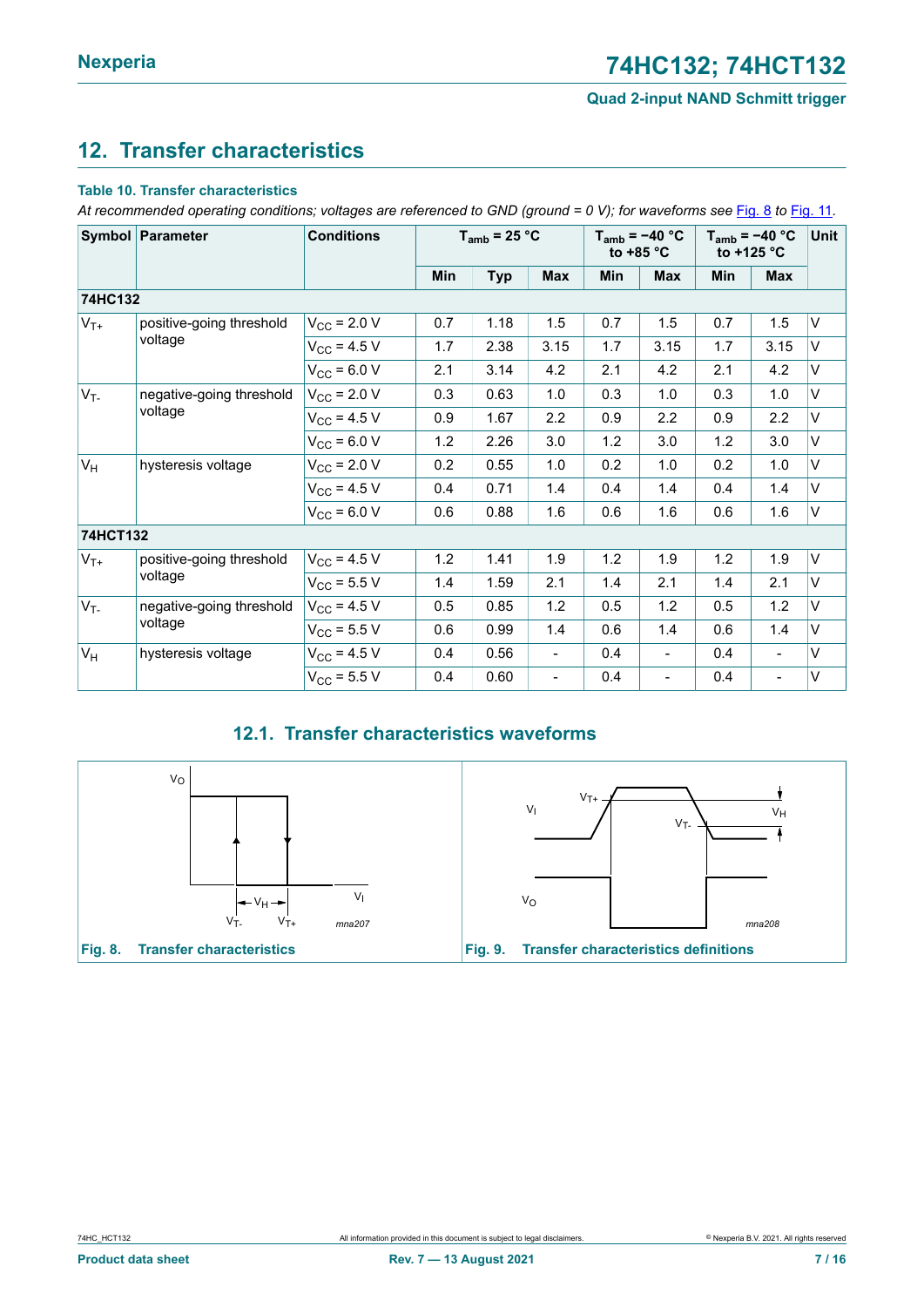## 12. Transfer characteristics

**Table 10. Transfer characteristics**

*At recommended operating conditions; voltages are referenced to GND (ground = 0 V); for waveforms see Fig. 8 to Fig. 11.*

| Symbol | Parameter | Conditions | $T_{amb}$ = 25 °C | | | $T_{amb}$ = −40 °C to +85 °C | | $T_{amb}$ = −40 °C to +125 °C | | Unit |
|---|---|---|---|---|---|---|---|---|---|---|
| | | | Min | Typ | Max | Min | Max | Min | Max | |
| **74HC132** | | | | | | | | | | |
| $V_{T+}$ | positive-going threshold voltage | $V_{CC}$ = 2.0 V | 0.7 | 1.18 | 1.5 | 0.7 | 1.5 | 0.7 | 1.5 | V |
| | | $V_{CC}$ = 4.5 V | 1.7 | 2.38 | 3.15 | 1.7 | 3.15 | 1.7 | 3.15 | V |
| | | $V_{CC}$ = 6.0 V | 2.1 | 3.14 | 4.2 | 2.1 | 4.2 | 2.1 | 4.2 | V |
| $V_{T-}$ | negative-going threshold voltage | $V_{CC}$ = 2.0 V | 0.3 | 0.63 | 1.0 | 0.3 | 1.0 | 0.3 | 1.0 | V |
| | | $V_{CC}$ = 4.5 V | 0.9 | 1.67 | 2.2 | 0.9 | 2.2 | 0.9 | 2.2 | V |
| | | $V_{CC}$ = 6.0 V | 1.2 | 2.26 | 3.0 | 1.2 | 3.0 | 1.2 | 3.0 | V |
| $V_H$ | hysteresis voltage | $V_{CC}$ = 2.0 V | 0.2 | 0.55 | 1.0 | 0.2 | 1.0 | 0.2 | 1.0 | V |
| | | $V_{CC}$ = 4.5 V | 0.4 | 0.71 | 1.4 | 0.4 | 1.4 | 0.4 | 1.4 | V |
| | | $V_{CC}$ = 6.0 V | 0.6 | 0.88 | 1.6 | 0.6 | 1.6 | 0.6 | 1.6 | V |
| **74HCT132** | | | | | | | | | | |
| $V_{T+}$ | positive-going threshold voltage | $V_{CC}$ = 4.5 V | 1.2 | 1.41 | 1.9 | 1.2 | 1.9 | 1.2 | 1.9 | V |
| | | $V_{CC}$ = 5.5 V | 1.4 | 1.59 | 2.1 | 1.4 | 2.1 | 1.4 | 2.1 | V |
| $V_{T-}$ | negative-going threshold voltage | $V_{CC}$ = 4.5 V | 0.5 | 0.85 | 1.2 | 0.5 | 1.2 | 0.5 | 1.2 | V |
| | | $V_{CC}$ = 5.5 V | 0.6 | 0.99 | 1.4 | 0.6 | 1.4 | 0.6 | 1.4 | V |
| $V_H$ | hysteresis voltage | $V_{CC}$ = 4.5 V | 0.4 | 0.56 | - | 0.4 | - | 0.4 | - | V |
| | | $V_{CC}$ = 5.5 V | 0.4 | 0.60 | - | 0.4 | - | 0.4 | - | V |

### 12.1. Transfer characteristics waveforms

**Fig. 8. Transfer characteristics**

**Fig. 9. Transfer characteristics definitions**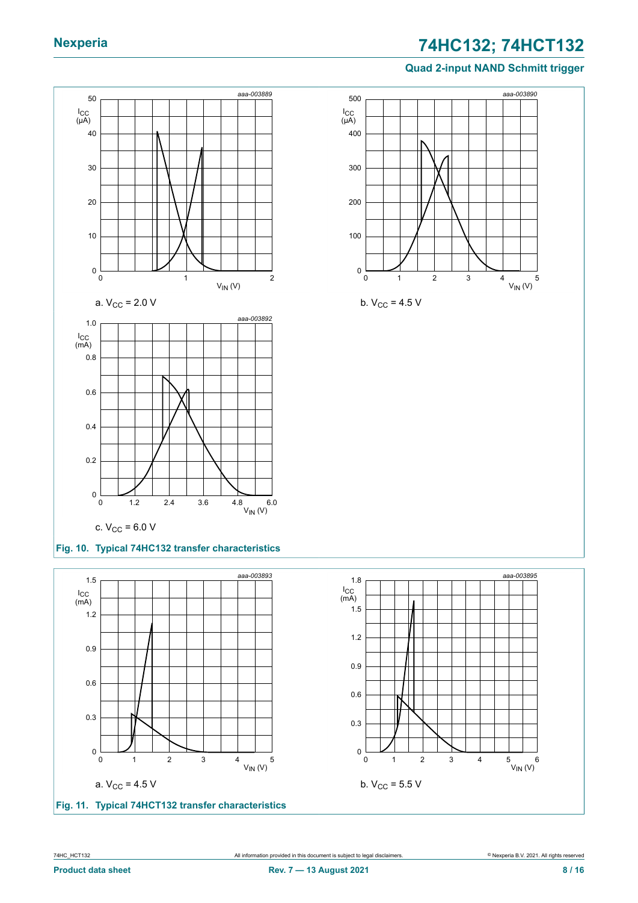a. $V_{CC}$ = 2.0 V

b. $V_{CC}$ = 4.5 V

c. $V_{CC}$ = 6.0 V

**Fig. 10. Typical 74HC132 transfer characteristics**

a. $V_{CC}$ = 4.5 V

b. $V_{CC}$ = 5.5 V

**Fig. 11. Typical 74HCT132 transfer characteristics**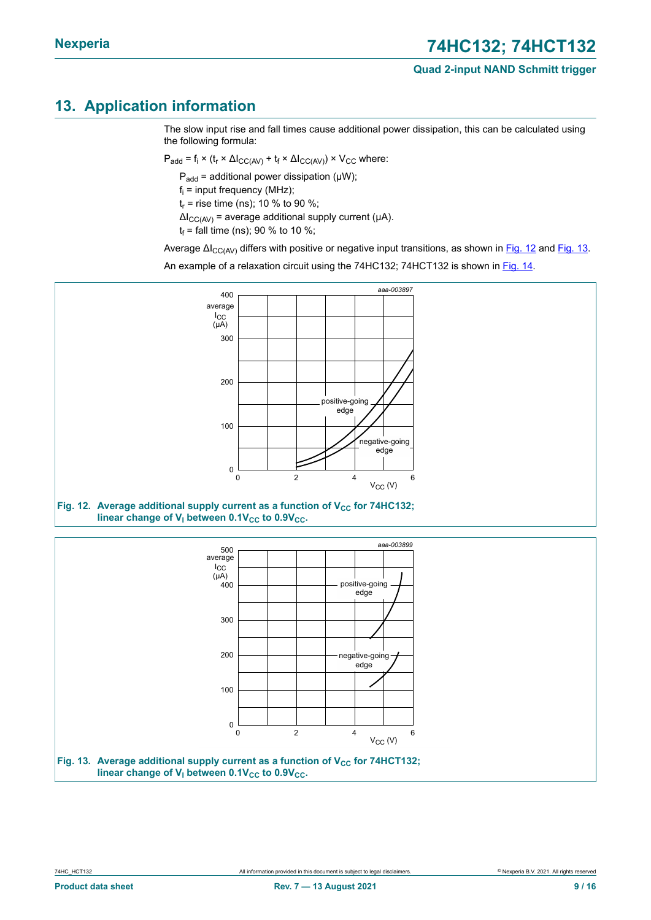## 13. Application information

The slow input rise and fall times cause additional power dissipation, this can be calculated using the following formula:

$P_{add} = f_i \times (t_r \times \Delta I_{CC(AV)} + t_f \times \Delta I_{CC(AV)}) \times V_{CC}$ where:

$P_{add}$ = additional power dissipation (µW);

$f_i$ = input frequency (MHz);

$t_r$ = rise time (ns); 10 % to 90 %;

$\Delta I_{CC(AV)}$ = average additional supply current (µA).

$t_f$ = fall time (ns); 90 % to 10 %;

Average $\Delta I_{CC(AV)}$ differs with positive or negative input transitions, as shown in Fig. 12 and Fig. 13.

An example of a relaxation circuit using the 74HC132; 74HCT132 is shown in Fig. 14.

**Fig. 12. Average additional supply current as a function of $V_{CC}$ for 74HC132; linear change of $V_I$ between $0.1V_{CC}$ to $0.9V_{CC}$.**

**Fig. 13. Average additional supply current as a function of $V_{CC}$ for 74HCT132; linear change of $V_I$ between $0.1V_{CC}$ to $0.9V_{CC}$.**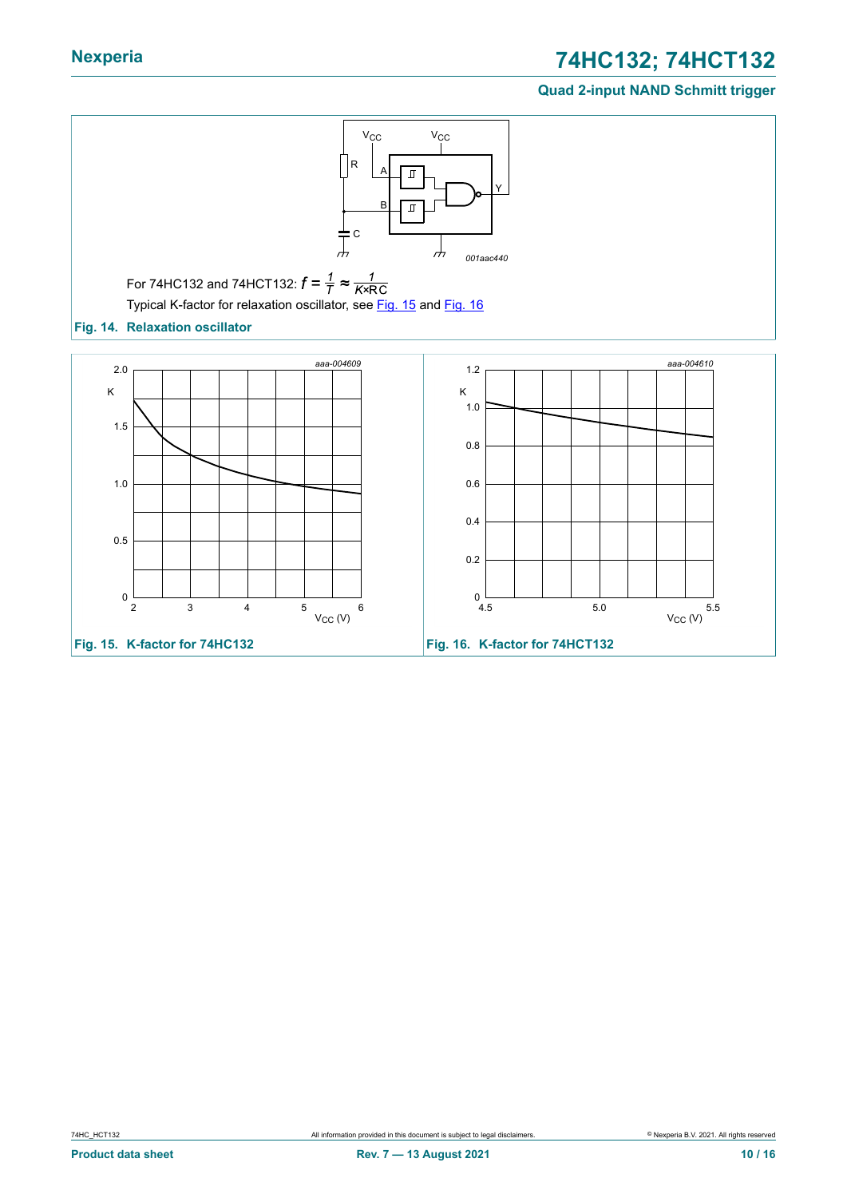For 74HC132 and 74HCT132: $f = \frac{1}{T} \approx \frac{1}{K \times RC}$

Typical K-factor for relaxation oscillator, see Fig. 15 and Fig. 16

**Fig. 14. Relaxation oscillator**

**Fig. 15. K-factor for 74HC132**

**Fig. 16. K-factor for 74HCT132**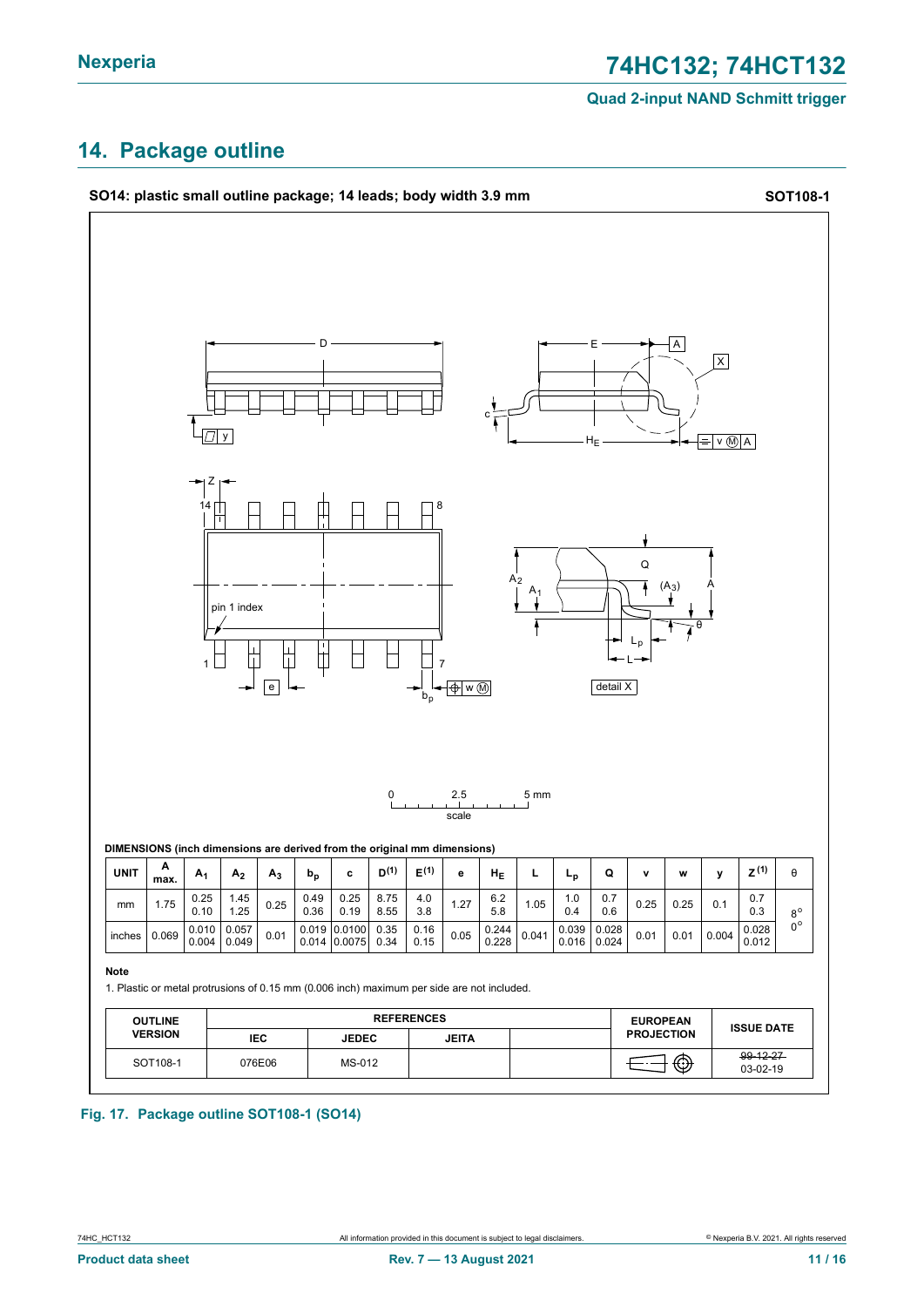## 14. Package outline

**SO14: plastic small outline package; 14 leads; body width 3.9 mm** **SOT108-1**

DIMENSIONS (inch dimensions are derived from the original mm dimensions)

| UNIT | A max. | $A_1$ | $A_2$ | $A_3$ | $b_p$ | c | $D^{(1)}$ | $E^{(1)}$ | e | $H_E$ | L | $L_p$ | Q | v | w | y | $Z^{(1)}$ | θ |
|---|---|---|---|---|---|---|---|---|---|---|---|---|---|---|---|---|---|---|
| mm | 1.75 | 0.25<br>0.10 | 1.45<br>1.25 | 0.25 | 0.49<br>0.36 | 0.25<br>0.19 | 8.75<br>8.55 | 4.0<br>3.8 | 1.27 | 6.2<br>5.8 | 1.05 | 1.0<br>0.4 | 0.7<br>0.6 | 0.25 | 0.25 | 0.1 | 0.7<br>0.3 | 8°<br>0° |
| inches | 0.069 | 0.010<br>0.004 | 0.057<br>0.049 | 0.01 | 0.019<br>0.014 | 0.0100<br>0.0075 | 0.35<br>0.34 | 0.16<br>0.15 | 0.05 | 0.244<br>0.228 | 0.041 | 0.039<br>0.016 | 0.028<br>0.024 | 0.01 | 0.01 | 0.004 | 0.028<br>0.012 | |

**Note**

1. Plastic or metal protrusions of 0.15 mm (0.006 inch) maximum per side are not included.

| OUTLINE VERSION | REFERENCES | | | | EUROPEAN PROJECTION | ISSUE DATE |
|---|---|---|---|---|---|---|
| | IEC | JEDEC | JEITA | | | |
| SOT108-1 | 076E06 | MS-012 | | | | ~~99-12-27~~<br>03-02-19 |

**Fig. 17. Package outline SOT108-1 (SO14)**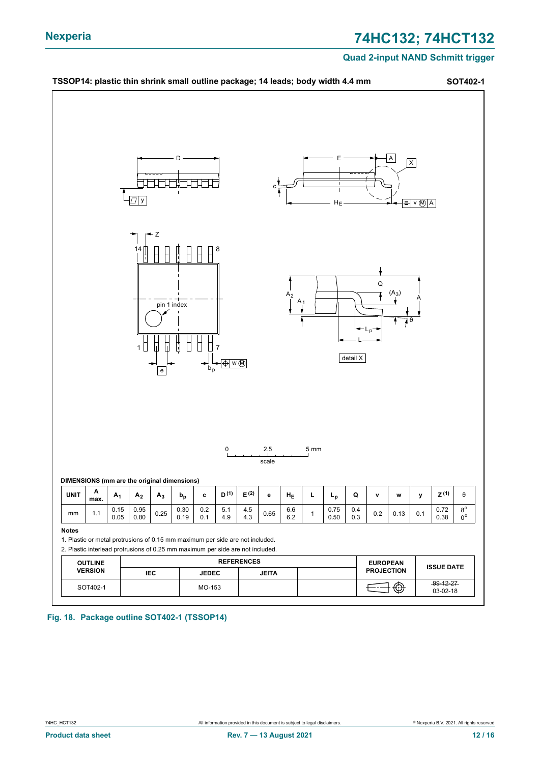TSSOP14: plastic thin shrink small outline package; 14 leads; body width 4.4 mm **SOT402-1**

DIMENSIONS (mm are the original dimensions)

| UNIT | A max. | $A_1$ | $A_2$ | $A_3$ | $b_p$ | c | D [1] | E [2] | e | $H_E$ | L | $L_p$ | Q | v | w | y | Z [1] | θ |
|---|---|---|---|---|---|---|---|---|---|---|---|---|---|---|---|---|---|---|
| mm | 1.1 | 0.15<br>0.05 | 0.95<br>0.80 | 0.25 | 0.30<br>0.19 | 0.2<br>0.1 | 5.1<br>4.9 | 4.5<br>4.3 | 0.65 | 6.6<br>6.2 | 1 | 0.75<br>0.50 | 0.4<br>0.3 | 0.2 | 0.13 | 0.1 | 0.72<br>0.38 | 8°<br>0° |

**Notes**

1. Plastic or metal protrusions of 0.15 mm maximum per side are not included.
2. Plastic interlead protrusions of 0.25 mm maximum per side are not included.

| OUTLINE VERSION | REFERENCES | | | | EUROPEAN PROJECTION | ISSUE DATE |
|---|---|---|---|---|---|---|
| | IEC | JEDEC | JEITA | | | |
| SOT402-1 | | MO-153 | | | | ~~99-12-27~~<br>03-02-18 |

**Fig. 18. Package outline SOT402-1 (TSSOP14)**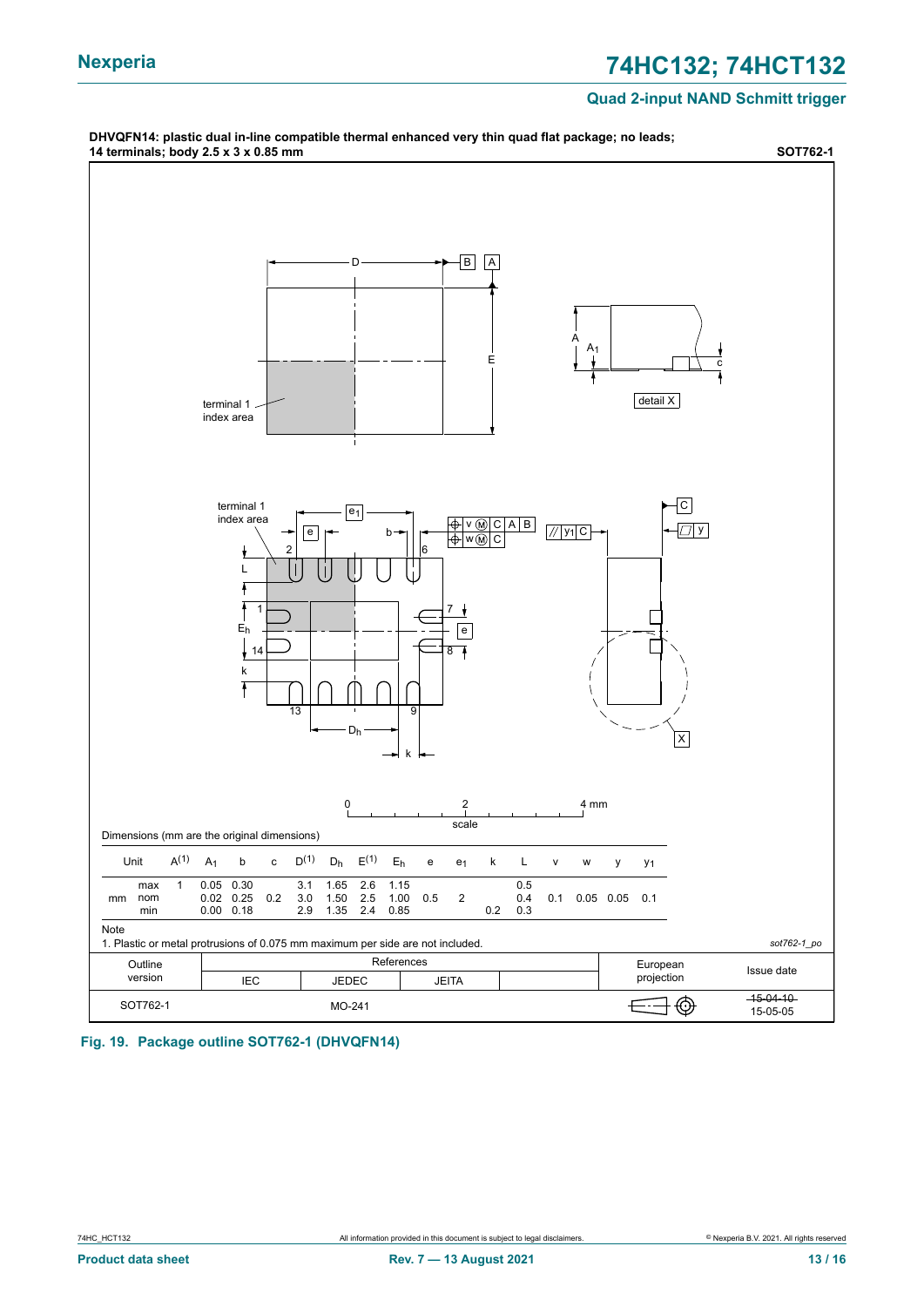DHVQFN14: plastic dual in-line compatible thermal enhanced very thin quad flat package; no leads; 14 terminals; body 2.5 x 3 x 0.85 mm

**SOT762-1**

Dimensions (mm are the original dimensions)

| Unit | | $A^{(1)}$ | $A_1$ | b | c | $D^{(1)}$ | $D_h$ | $E^{(1)}$ | $E_h$ | e | $e_1$ | k | L | v | w | y | $y_1$ |
|---|---|---|---|---|---|---|---|---|---|---|---|---|---|---|---|---|---|
| mm | max | 1 | 0.05 | 0.30 | | 3.1 | 1.65 | 2.6 | 1.15 | | | | 0.5 | | | | |
| | nom | | 0.02 | 0.25 | 0.2 | 3.0 | 1.50 | 2.5 | 1.00 | 0.5 | 2 | | 0.4 | 0.1 | 0.05 | 0.05 | 0.1 |
| | min | | 0.00 | 0.18 | | 2.9 | 1.35 | 2.4 | 0.85 | | | 0.2 | 0.3 | | | | |

Note

1. Plastic or metal protrusions of 0.075 mm maximum per side are not included.

sot762-1_po

| Outline version | References IEC | References JEDEC | References JEITA | | European projection | Issue date |
|---|---|---|---|---|---|---|
| SOT762-1 | | MO-241 | | | | ~~15-04-10~~ 15-05-05 |

**Fig. 19. Package outline SOT762-1 (DHVQFN14)**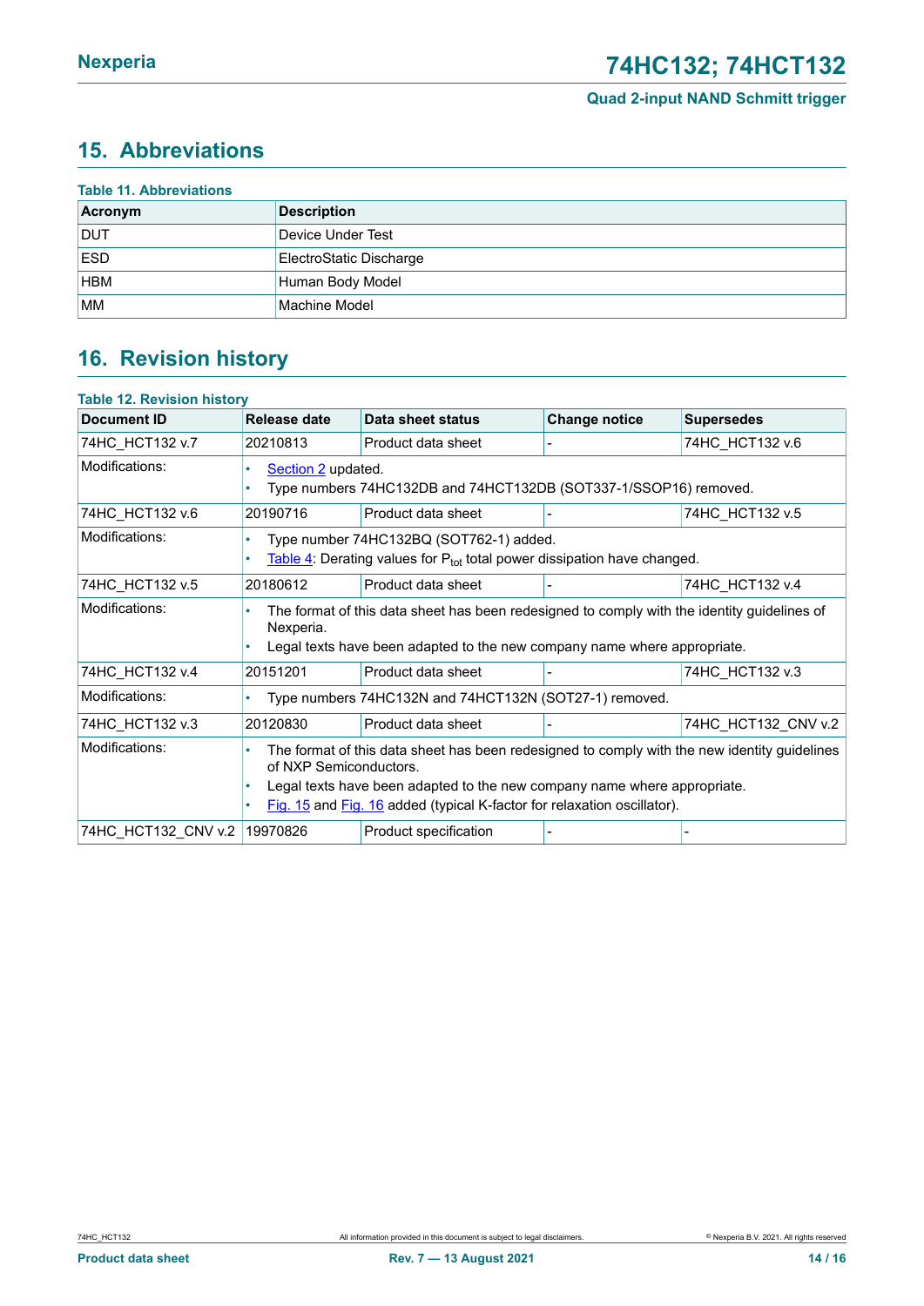## 15. Abbreviations

**Table 11. Abbreviations**

| Acronym | Description |
|---|---|
| DUT | Device Under Test |
| ESD | ElectroStatic Discharge |
| HBM | Human Body Model |
| MM | Machine Model |

## 16. Revision history

**Table 12. Revision history**

| Document ID | Release date | Data sheet status | Change notice | Supersedes |
|---|---|---|---|---|
| 74HC_HCT132 v.7 | 20210813 | Product data sheet | - | 74HC_HCT132 v.6 |
| Modifications: | • Section 2 updated. • Type numbers 74HC132DB and 74HCT132DB (SOT337-1/SSOP16) removed. | | | |
| 74HC_HCT132 v.6 | 20190716 | Product data sheet | - | 74HC_HCT132 v.5 |
| Modifications: | • Type number 74HC132BQ (SOT762-1) added. • Table 4: Derating values for $P_{tot}$ total power dissipation have changed. | | | |
| 74HC_HCT132 v.5 | 20180612 | Product data sheet | - | 74HC_HCT132 v.4 |
| Modifications: | • The format of this data sheet has been redesigned to comply with the identity guidelines of Nexperia. • Legal texts have been adapted to the new company name where appropriate. | | | |
| 74HC_HCT132 v.4 | 20151201 | Product data sheet | - | 74HC_HCT132 v.3 |
| Modifications: | • Type numbers 74HC132N and 74HCT132N (SOT27-1) removed. | | | |
| 74HC_HCT132 v.3 | 20120830 | Product data sheet | - | 74HC_HCT132_CNV v.2 |
| Modifications: | • The format of this data sheet has been redesigned to comply with the new identity guidelines of NXP Semiconductors. • Legal texts have been adapted to the new company name where appropriate. • Fig. 15 and Fig. 16 added (typical K-factor for relaxation oscillator). | | | |
| 74HC_HCT132_CNV v.2 | 19970826 | Product specification | - | - |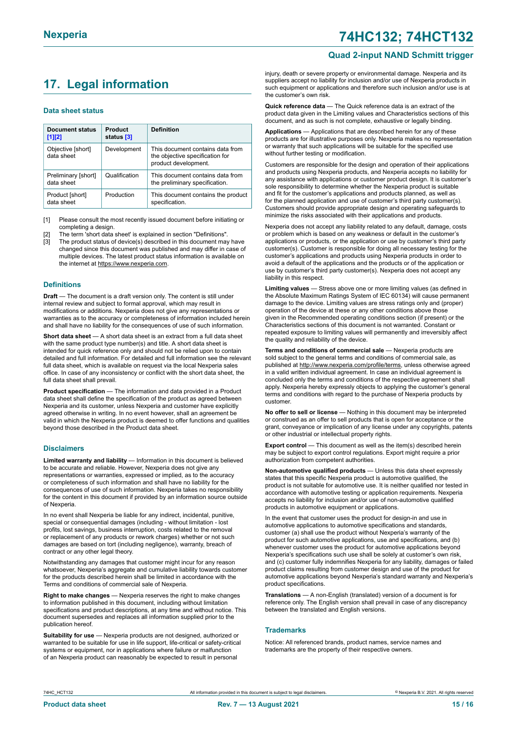## 17. Legal information

### Data sheet status

| Document status [1][2] | Product status [3] | Definition |
|---|---|---|
| Objective [short] data sheet | Development | This document contains data from the objective specification for product development. |
| Preliminary [short] data sheet | Qualification | This document contains data from the preliminary specification. |
| Product [short] data sheet | Production | This document contains the product specification. |

[1] Please consult the most recently issued document before initiating or completing a design.

[2] The term 'short data sheet' is explained in section "Definitions".

[3] The product status of device(s) described in this document may have changed since this document was published and may differ in case of multiple devices. The latest product status information is available on the internet at https://www.nexperia.com.

### Definitions

**Draft** — The document is a draft version only. The content is still under internal review and subject to formal approval, which may result in modifications or additions. Nexperia does not give any representations or warranties as to the accuracy or completeness of information included herein and shall have no liability for the consequences of use of such information.

**Short data sheet** — A short data sheet is an extract from a full data sheet with the same product type number(s) and title. A short data sheet is intended for quick reference only and should not be relied upon to contain detailed and full information. For detailed and full information see the relevant full data sheet, which is available on request via the local Nexperia sales office. In case of any inconsistency or conflict with the short data sheet, the full data sheet shall prevail.

**Product specification** — The information and data provided in a Product data sheet shall define the specification of the product as agreed between Nexperia and its customer, unless Nexperia and customer have explicitly agreed otherwise in writing. In no event however, shall an agreement be valid in which the Nexperia product is deemed to offer functions and qualities beyond those described in the Product data sheet.

### Disclaimers

**Limited warranty and liability** — Information in this document is believed to be accurate and reliable. However, Nexperia does not give any representations or warranties, expressed or implied, as to the accuracy or completeness of such information and shall have no liability for the consequences of use of such information. Nexperia takes no responsibility for the content in this document if provided by an information source outside of Nexperia.

In no event shall Nexperia be liable for any indirect, incidental, punitive, special or consequential damages (including - without limitation - lost profits, lost savings, business interruption, costs related to the removal or replacement of any products or rework charges) whether or not such damages are based on tort (including negligence), warranty, breach of contract or any other legal theory.

Notwithstanding any damages that customer might incur for any reason whatsoever, Nexperia's aggregate and cumulative liability towards customer for the products described herein shall be limited in accordance with the Terms and conditions of commercial sale of Nexperia.

**Right to make changes** — Nexperia reserves the right to make changes to information published in this document, including without limitation specifications and product descriptions, at any time and without notice. This document supersedes and replaces all information supplied prior to the publication hereof.

**Suitability for use** — Nexperia products are not designed, authorized or warranted to be suitable for use in life support, life-critical or safety-critical systems or equipment, nor in applications where failure or malfunction of an Nexperia product can reasonably be expected to result in personal injury, death or severe property or environmental damage. Nexperia and its suppliers accept no liability for inclusion and/or use of Nexperia products in such equipment or applications and therefore such inclusion and/or use is at the customer's own risk.

**Quick reference data** — The Quick reference data is an extract of the product data given in the Limiting values and Characteristics sections of this document, and as such is not complete, exhaustive or legally binding.

**Applications** — Applications that are described herein for any of these products are for illustrative purposes only. Nexperia makes no representation or warranty that such applications will be suitable for the specified use without further testing or modification.

Customers are responsible for the design and operation of their applications and products using Nexperia products, and Nexperia accepts no liability for any assistance with applications or customer product design. It is customer's sole responsibility to determine whether the Nexperia product is suitable and fit for the customer's applications and products planned, as well as for the planned application and use of customer's third party customer(s). Customers should provide appropriate design and operating safeguards to minimize the risks associated with their applications and products.

Nexperia does not accept any liability related to any default, damage, costs or problem which is based on any weakness or default in the customer's applications or products, or the application or use by customer's third party customer(s). Customer is responsible for doing all necessary testing for the customer's applications and products using Nexperia products in order to avoid a default of the applications and the products or of the application or use by customer's third party customer(s). Nexperia does not accept any liability in this respect.

**Limiting values** — Stress above one or more limiting values (as defined in the Absolute Maximum Ratings System of IEC 60134) will cause permanent damage to the device. Limiting values are stress ratings only and (proper) operation of the device at these or any other conditions above those given in the Recommended operating conditions section (if present) or the Characteristics sections of this document is not warranted. Constant or repeated exposure to limiting values will permanently and irreversibly affect the quality and reliability of the device.

**Terms and conditions of commercial sale** — Nexperia products are sold subject to the general terms and conditions of commercial sale, as published at http://www.nexperia.com/profile/terms, unless otherwise agreed in a valid written individual agreement. In case an individual agreement is concluded only the terms and conditions of the respective agreement shall apply. Nexperia hereby expressly objects to applying the customer's general terms and conditions with regard to the purchase of Nexperia products by customer.

**No offer to sell or license** — Nothing in this document may be interpreted or construed as an offer to sell products that is open for acceptance or the grant, conveyance or implication of any license under any copyrights, patents or other industrial or intellectual property rights.

**Export control** — This document as well as the item(s) described herein may be subject to export control regulations. Export might require a prior authorization from competent authorities.

**Non-automotive qualified products** — Unless this data sheet expressly states that this specific Nexperia product is automotive qualified, the product is not suitable for automotive use. It is neither qualified nor tested in accordance with automotive testing or application requirements. Nexperia accepts no liability for inclusion and/or use of non-automotive qualified products in automotive equipment or applications.

In the event that customer uses the product for design-in and use in automotive applications to automotive specifications and standards, customer (a) shall use the product without Nexperia's warranty of the product for such automotive applications, use and specifications, and (b) whenever customer uses the product for automotive applications beyond Nexperia's specifications such use shall be solely at customer's own risk, and (c) customer fully indemnifies Nexperia for any liability, damages or failed product claims resulting from customer design and use of the product for automotive applications beyond Nexperia's standard warranty and Nexperia's product specifications.

**Translations** — A non-English (translated) version of a document is for reference only. The English version shall prevail in case of any discrepancy between the translated and English versions.

### Trademarks

Notice: All referenced brands, product names, service names and trademarks are the property of their respective owners.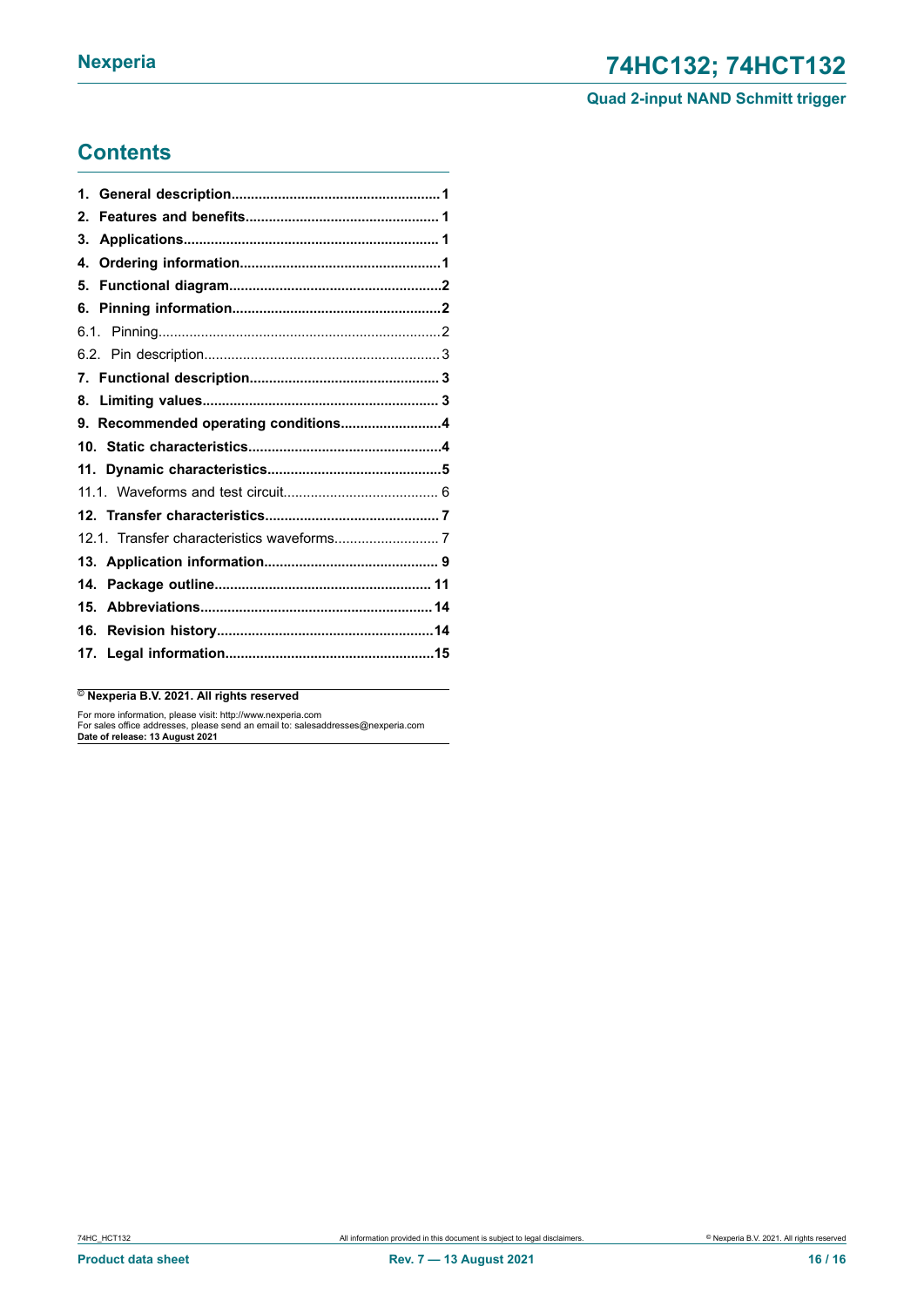## Contents

**1. General description....................................................1**
**2. Features and benefits.................................................1**
**3. Applications.................................................................1**
**4. Ordering information...................................................1**
**5. Functional diagram......................................................2**
**6. Pinning information.....................................................2**
6.1. Pinning........................................................................2
6.2. Pin description............................................................3
**7. Functional description................................................3**
**8. Limiting values............................................................3**
**9. Recommended operating conditions..........................4**
**10. Static characteristics.................................................4**
**11. Dynamic characteristics............................................5**
11.1. Waveforms and test circuit.......................................6
**12. Transfer characteristics............................................7**
12.1. Transfer characteristics waveforms..........................7
**13. Application information............................................9**
**14. Package outline.......................................................11**
**15. Abbreviations...........................................................14**
**16. Revision history.......................................................14**
**17. Legal information.....................................................15**

**© Nexperia B.V. 2021. All rights reserved**

For more information, please visit: http://www.nexperia.com
For sales office addresses, please send an email to: salesaddresses@nexperia.com
**Date of release: 13 August 2021**